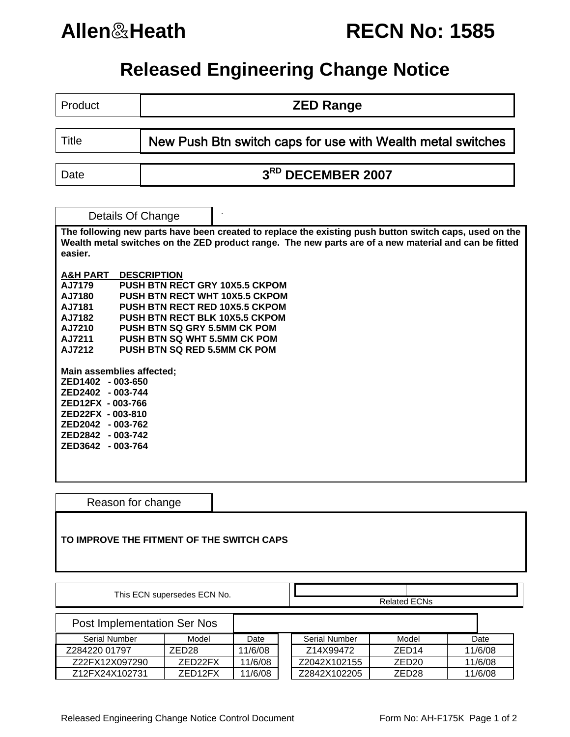# Allen&Heath RECN No: 1585

## Released Engineering Change Notice

| | |
|---|---|
| Product | **ZED Range** |
| Title | **New Push Btn switch caps for use with Wealth metal switches** |
| Date | **3RD DECEMBER 2007** |

### Details Of Change

**The following new parts have been created to replace the existing push button switch caps, used on the Wealth metal switches on the ZED product range. The new parts are of a new material and can be fitted easier.**

| **A&H PART** | **DESCRIPTION** |
|---|---|
| **AJ7179** | **PUSH BTN RECT GRY 10X5.5 CKPOM** |
| **AJ7180** | **PUSH BTN RECT WHT 10X5.5 CKPOM** |
| **AJ7181** | **PUSH BTN RECT RED 10X5.5 CKPOM** |
| **AJ7182** | **PUSH BTN RECT BLK 10X5.5 CKPOM** |
| **AJ7210** | **PUSH BTN SQ GRY 5.5MM CK POM** |
| **AJ7211** | **PUSH BTN SQ WHT 5.5MM CK POM** |
| **AJ7212** | **PUSH BTN SQ RED 5.5MM CK POM** |

**Main assemblies affected;**
**ZED1402 - 003-650**
**ZED2402 - 003-744**
**ZED12FX - 003-766**
**ZED22FX - 003-810**
**ZED2042 - 003-762**
**ZED2842 - 003-742**
**ZED3642 - 003-764**

### Reason for change

**TO IMPROVE THE FITMENT OF THE SWITCH CAPS**

| This ECN supersedes ECN No. | Related ECNs |
|---|---|
| | |

### Post Implementation Ser Nos

| Serial Number | Model | Date | Serial Number | Model | Date |
|---|---|---|---|---|---|
| Z284220 01797 | ZED28 | 11/6/08 | Z14X99472 | ZED14 | 11/6/08 |
| Z22FX12X097290 | ZED22FX | 11/6/08 | Z2042X102155 | ZED20 | 11/6/08 |
| Z12FX24X102731 | ZED12FX | 11/6/08 | Z2842X102205 | ZED28 | 11/6/08 |

Released Engineering Change Notice Control Document Form No: AH-F175K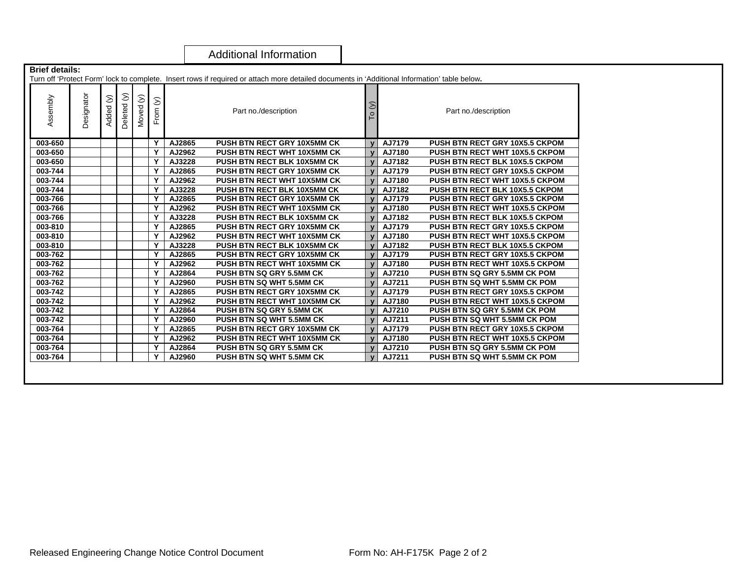## Additional Information

**Brief details:**

Turn off 'Protect Form' lock to complete. Insert rows if required or attach more detailed documents in 'Additional Information' table below.

| Assembly | Designator | Added (y) | Deleted (y) | Moved (y) | From (y) | Part no./description | | To (y) | Part no./description | |
|---|---|---|---|---|---|---|---|---|---|---|
| 003-650 | | | | | Y | AJ2865 | PUSH BTN RECT GRY 10X5MM CK | y | AJ7179 | PUSH BTN RECT GRY 10X5.5 CKPOM |
| 003-650 | | | | | Y | AJ2962 | PUSH BTN RECT WHT 10X5MM CK | y | AJ7180 | PUSH BTN RECT WHT 10X5.5 CKPOM |
| 003-650 | | | | | Y | AJ3228 | PUSH BTN RECT BLK 10X5MM CK | y | AJ7182 | PUSH BTN RECT BLK 10X5.5 CKPOM |
| 003-744 | | | | | Y | AJ2865 | PUSH BTN RECT GRY 10X5MM CK | y | AJ7179 | PUSH BTN RECT GRY 10X5.5 CKPOM |
| 003-744 | | | | | Y | AJ2962 | PUSH BTN RECT WHT 10X5MM CK | y | AJ7180 | PUSH BTN RECT WHT 10X5.5 CKPOM |
| 003-744 | | | | | Y | AJ3228 | PUSH BTN RECT BLK 10X5MM CK | y | AJ7182 | PUSH BTN RECT BLK 10X5.5 CKPOM |
| 003-766 | | | | | Y | AJ2865 | PUSH BTN RECT GRY 10X5MM CK | y | AJ7179 | PUSH BTN RECT GRY 10X5.5 CKPOM |
| 003-766 | | | | | Y | AJ2962 | PUSH BTN RECT WHT 10X5MM CK | y | AJ7180 | PUSH BTN RECT WHT 10X5.5 CKPOM |
| 003-766 | | | | | Y | AJ3228 | PUSH BTN RECT BLK 10X5MM CK | y | AJ7182 | PUSH BTN RECT BLK 10X5.5 CKPOM |
| 003-810 | | | | | Y | AJ2865 | PUSH BTN RECT GRY 10X5MM CK | y | AJ7179 | PUSH BTN RECT GRY 10X5.5 CKPOM |
| 003-810 | | | | | Y | AJ2962 | PUSH BTN RECT WHT 10X5MM CK | y | AJ7180 | PUSH BTN RECT WHT 10X5.5 CKPOM |
| 003-810 | | | | | Y | AJ3228 | PUSH BTN RECT BLK 10X5MM CK | y | AJ7182 | PUSH BTN RECT BLK 10X5.5 CKPOM |
| 003-762 | | | | | Y | AJ2865 | PUSH BTN RECT GRY 10X5MM CK | y | AJ7179 | PUSH BTN RECT GRY 10X5.5 CKPOM |
| 003-762 | | | | | Y | AJ2962 | PUSH BTN RECT WHT 10X5MM CK | y | AJ7180 | PUSH BTN RECT WHT 10X5.5 CKPOM |
| 003-762 | | | | | Y | AJ2864 | PUSH BTN SQ GRY 5.5MM CK | y | AJ7210 | PUSH BTN SQ GRY 5.5MM CK POM |
| 003-762 | | | | | Y | AJ2960 | PUSH BTN SQ WHT 5.5MM CK | y | AJ7211 | PUSH BTN SQ WHT 5.5MM CK POM |
| 003-742 | | | | | Y | AJ2865 | PUSH BTN RECT GRY 10X5MM CK | y | AJ7179 | PUSH BTN RECT GRY 10X5.5 CKPOM |
| 003-742 | | | | | Y | AJ2962 | PUSH BTN RECT WHT 10X5MM CK | y | AJ7180 | PUSH BTN RECT WHT 10X5.5 CKPOM |
| 003-742 | | | | | Y | AJ2864 | PUSH BTN SQ GRY 5.5MM CK | y | AJ7210 | PUSH BTN SQ GRY 5.5MM CK POM |
| 003-742 | | | | | Y | AJ2960 | PUSH BTN SQ WHT 5.5MM CK | y | AJ7211 | PUSH BTN SQ WHT 5.5MM CK POM |
| 003-764 | | | | | Y | AJ2865 | PUSH BTN RECT GRY 10X5MM CK | y | AJ7179 | PUSH BTN RECT GRY 10X5.5 CKPOM |
| 003-764 | | | | | Y | AJ2962 | PUSH BTN RECT WHT 10X5MM CK | y | AJ7180 | PUSH BTN RECT WHT 10X5.5 CKPOM |
| 003-764 | | | | | Y | AJ2864 | PUSH BTN SQ GRY 5.5MM CK | y | AJ7210 | PUSH BTN SQ GRY 5.5MM CK POM |
| 003-764 | | | | | Y | AJ2960 | PUSH BTN SQ WHT 5.5MM CK | y | AJ7211 | PUSH BTN SQ WHT 5.5MM CK POM |

Released Engineering Change Notice Control Document Form No: AH-F175K